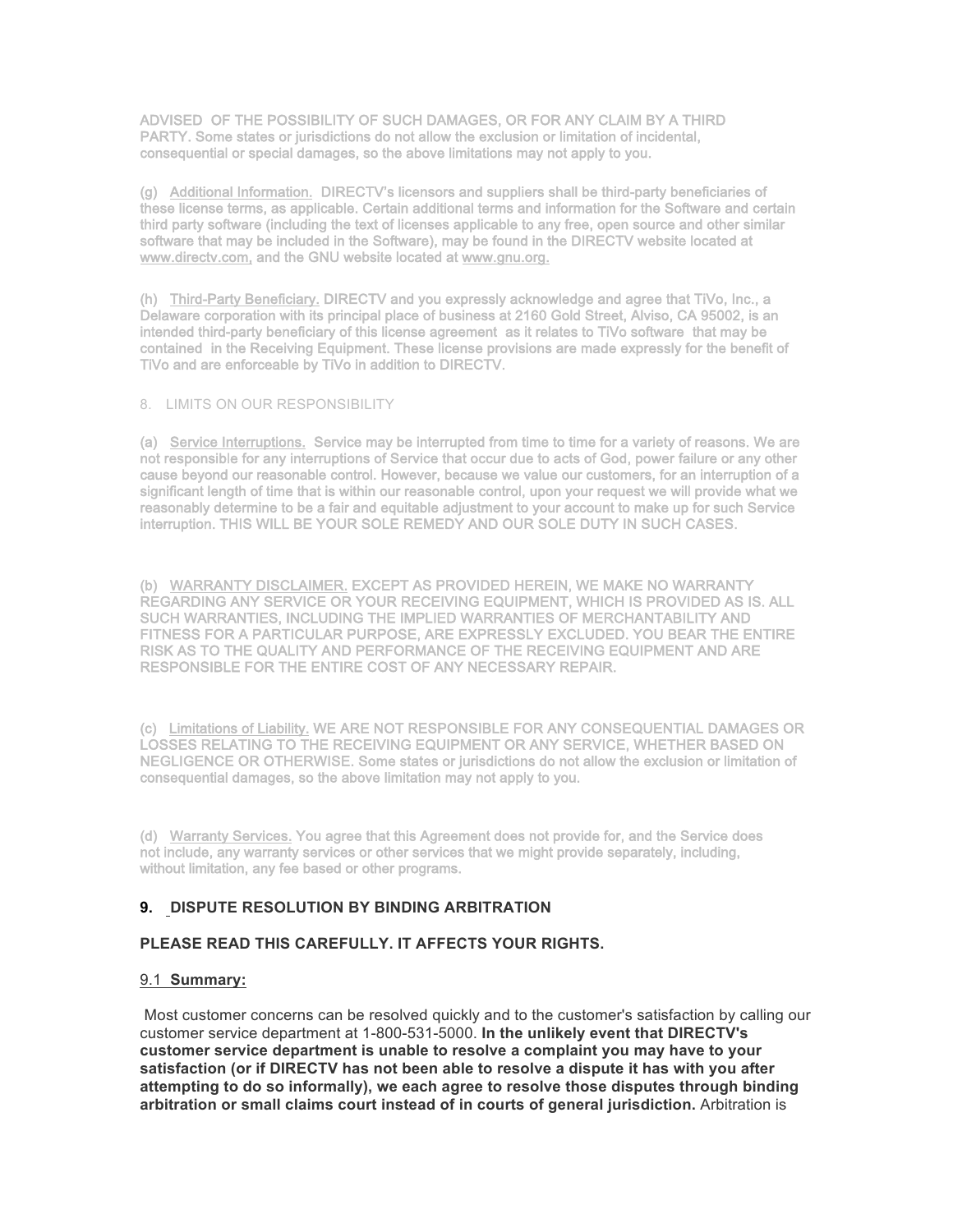ADVISED OF THE POSSIBILITY OF SUCH DAMAGES, OR FOR ANY CLAIM BY A THIRD PARTY. Some states or jurisdictions do not allow the exclusion or limitation of incidental, consequential or special damages, so the above limitations may not apply to you.

(g) Additional Information. DIRECTV's licensors and suppliers shall be third-party beneficiaries of these license terms, as applicable. Certain additional terms and information for the Software and certain third party software (including the text of licenses applicable to any free, open source and other similar software that may be included in the Software), may be found in the DIRECTV website located at www.directv.com, and the GNU website located at www.gnu.org.

(h) Third-Party Beneficiary. DIRECTV and you expressly acknowledge and agree that TiVo, Inc., a Delaware corporation with its principal place of business at 2160 Gold Street, Alviso, CA 95002, is an intended third-party beneficiary of this license agreement as it relates to TiVo software that may be contained in the Receiving Equipment. These license provisions are made expressly for the benefit of TiVo and are enforceable by TiVo in addition to DIRECTV.

8. LIMITS ON OUR RESPONSIBILITY

(a) Service Interruptions. Service may be interrupted from time to time for a variety of reasons. We are not responsible for any interruptions of Service that occur due to acts of God, power failure or any other cause beyond our reasonable control. However, because we value our customers, for an interruption of a significant length of time that is within our reasonable control, upon your request we will provide what we reasonably determine to be a fair and equitable adjustment to your account to make up for such Service interruption. THIS WILL BE YOUR SOLE REMEDY AND OUR SOLE DUTY IN SUCH CASES.

(b) WARRANTY DISCLAIMER. EXCEPT AS PROVIDED HEREIN, WE MAKE NO WARRANTY REGARDING ANY SERVICE OR YOUR RECEIVING EQUIPMENT, WHICH IS PROVIDED AS IS. ALL SUCH WARRANTIES, INCLUDING THE IMPLIED WARRANTIES OF MERCHANTABILITY AND FITNESS FOR A PARTICULAR PURPOSE, ARE EXPRESSLY EXCLUDED. YOU BEAR THE ENTIRE RISK AS TO THE QUALITY AND PERFORMANCE OF THE RECEIVING EQUIPMENT AND ARE RESPONSIBLE FOR THE ENTIRE COST OF ANY NECESSARY REPAIR.

(c) Limitations of Liability. WE ARE NOT RESPONSIBLE FOR ANY CONSEQUENTIAL DAMAGES OR LOSSES RELATING TO THE RECEIVING EQUIPMENT OR ANY SERVICE, WHETHER BASED ON NEGLIGENCE OR OTHERWISE. Some states or jurisdictions do not allow the exclusion or limitation of consequential damages, so the above limitation may not apply to you.

(d) Warranty Services. You agree that this Agreement does not provide for, and the Service does not include, any warranty services or other services that we might provide separately, including, without limitation, any fee based or other programs.

## 9. DISPUTE RESOLUTION BY BINDING ARBITRATION

**PLEASE READ THIS CAREFULLY. IT AFFECTS YOUR RIGHTS.**

### 9.1 **Summary:**

Most customer concerns can be resolved quickly and to the customer's satisfaction by calling our customer service department at 1-800-531-5000. **In the unlikely event that DIRECTV's customer service department is unable to resolve a complaint you may have to your satisfaction (or if DIRECTV has not been able to resolve a dispute it has with you after attempting to do so informally), we each agree to resolve those disputes through binding arbitration or small claims court instead of in courts of general jurisdiction.** Arbitration is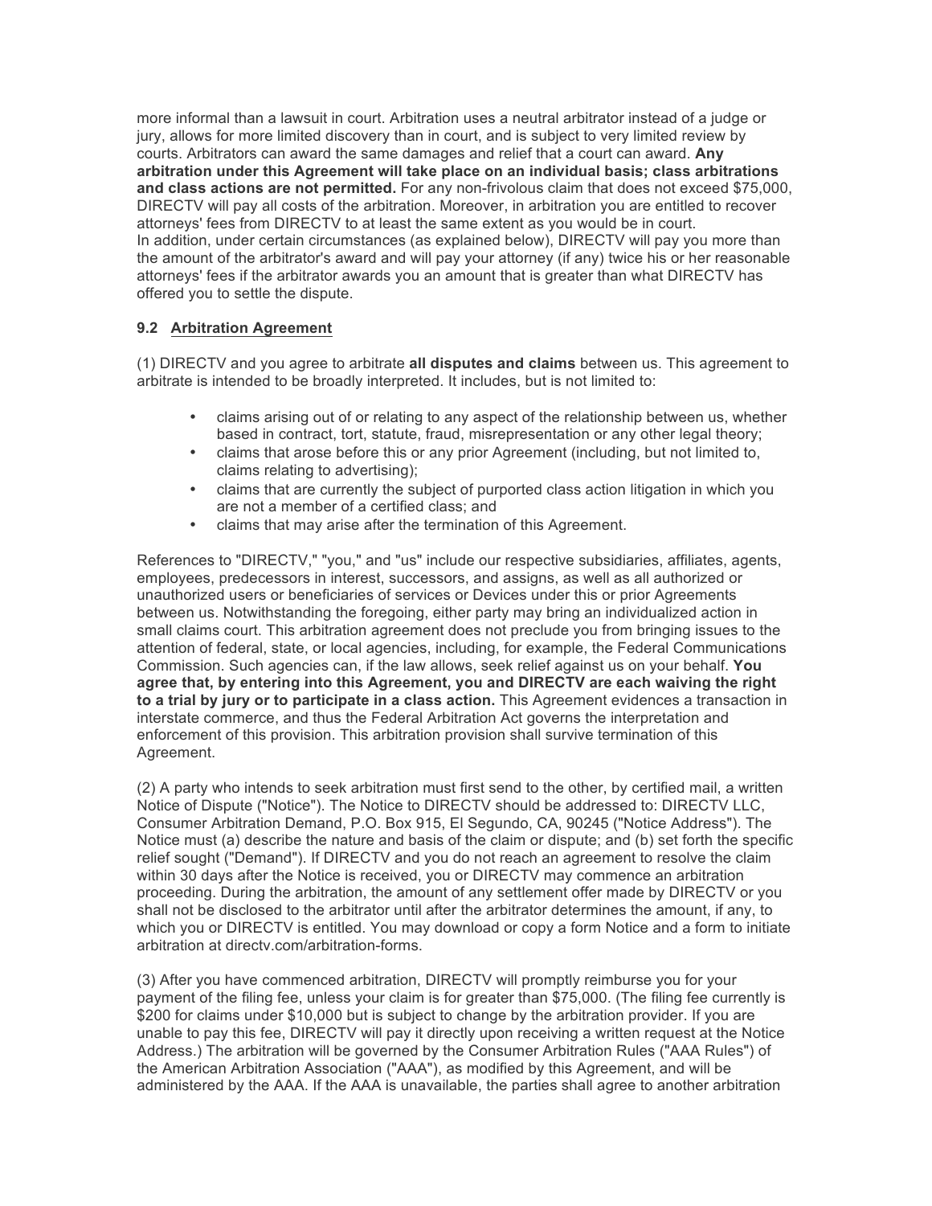more informal than a lawsuit in court. Arbitration uses a neutral arbitrator instead of a judge or jury, allows for more limited discovery than in court, and is subject to very limited review by courts. Arbitrators can award the same damages and relief that a court can award. **Any arbitration under this Agreement will take place on an individual basis; class arbitrations and class actions are not permitted.** For any non-frivolous claim that does not exceed $75,000, DIRECTV will pay all costs of the arbitration. Moreover, in arbitration you are entitled to recover attorneys' fees from DIRECTV to at least the same extent as you would be in court.
In addition, under certain circumstances (as explained below), DIRECTV will pay you more than the amount of the arbitrator's award and will pay your attorney (if any) twice his or her reasonable attorneys' fees if the arbitrator awards you an amount that is greater than what DIRECTV has offered you to settle the dispute.

### 9.2 Arbitration Agreement

(1) DIRECTV and you agree to arbitrate **all disputes and claims** between us. This agreement to arbitrate is intended to be broadly interpreted. It includes, but is not limited to:

- claims arising out of or relating to any aspect of the relationship between us, whether based in contract, tort, statute, fraud, misrepresentation or any other legal theory;
- claims that arose before this or any prior Agreement (including, but not limited to, claims relating to advertising);
- claims that are currently the subject of purported class action litigation in which you are not a member of a certified class; and
- claims that may arise after the termination of this Agreement.

References to "DIRECTV," "you," and "us" include our respective subsidiaries, affiliates, agents, employees, predecessors in interest, successors, and assigns, as well as all authorized or unauthorized users or beneficiaries of services or Devices under this or prior Agreements between us. Notwithstanding the foregoing, either party may bring an individualized action in small claims court. This arbitration agreement does not preclude you from bringing issues to the attention of federal, state, or local agencies, including, for example, the Federal Communications Commission. Such agencies can, if the law allows, seek relief against us on your behalf. **You agree that, by entering into this Agreement, you and DIRECTV are each waiving the right to a trial by jury or to participate in a class action.** This Agreement evidences a transaction in interstate commerce, and thus the Federal Arbitration Act governs the interpretation and enforcement of this provision. This arbitration provision shall survive termination of this Agreement.

(2) A party who intends to seek arbitration must first send to the other, by certified mail, a written Notice of Dispute ("Notice"). The Notice to DIRECTV should be addressed to: DIRECTV LLC, Consumer Arbitration Demand, P.O. Box 915, El Segundo, CA, 90245 ("Notice Address"). The Notice must (a) describe the nature and basis of the claim or dispute; and (b) set forth the specific relief sought ("Demand"). If DIRECTV and you do not reach an agreement to resolve the claim within 30 days after the Notice is received, you or DIRECTV may commence an arbitration proceeding. During the arbitration, the amount of any settlement offer made by DIRECTV or you shall not be disclosed to the arbitrator until after the arbitrator determines the amount, if any, to which you or DIRECTV is entitled. You may download or copy a form Notice and a form to initiate arbitration at directv.com/arbitration-forms.

(3) After you have commenced arbitration, DIRECTV will promptly reimburse you for your payment of the filing fee, unless your claim is for greater than $75,000. (The filing fee currently is $200 for claims under $10,000 but is subject to change by the arbitration provider. If you are unable to pay this fee, DIRECTV will pay it directly upon receiving a written request at the Notice Address.) The arbitration will be governed by the Consumer Arbitration Rules ("AAA Rules") of the American Arbitration Association ("AAA"), as modified by this Agreement, and will be administered by the AAA. If the AAA is unavailable, the parties shall agree to another arbitration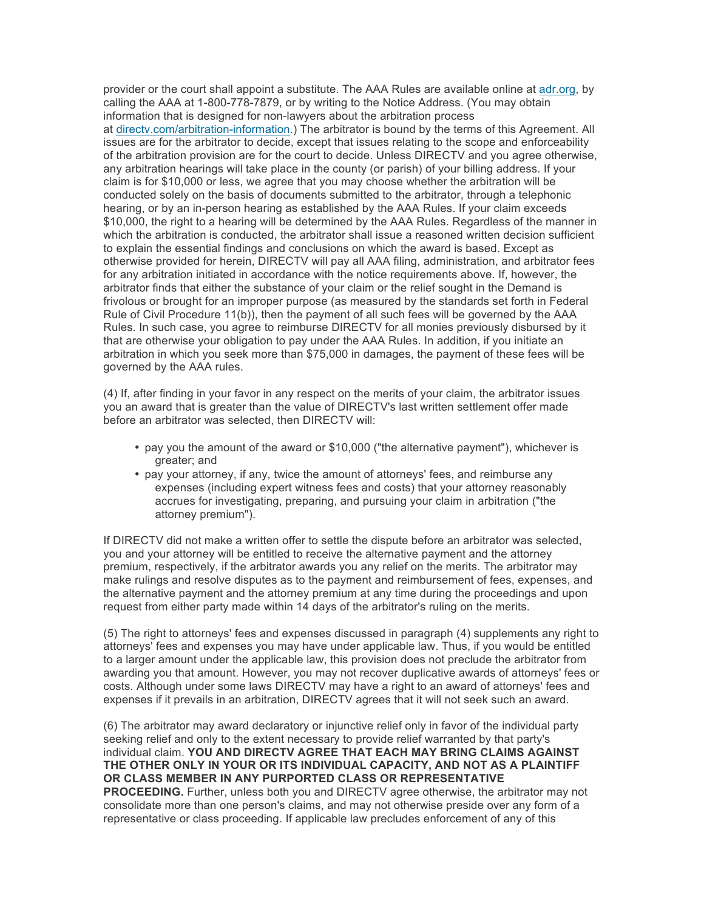provider or the court shall appoint a substitute. The AAA Rules are available online at [adr.org](adr.org), by calling the AAA at 1-800-778-7879, or by writing to the Notice Address. (You may obtain information that is designed for non-lawyers about the arbitration process at [directv.com/arbitration-information](directv.com/arbitration-information).) The arbitrator is bound by the terms of this Agreement. All issues are for the arbitrator to decide, except that issues relating to the scope and enforceability of the arbitration provision are for the court to decide. Unless DIRECTV and you agree otherwise, any arbitration hearings will take place in the county (or parish) of your billing address. If your claim is for $10,000 or less, we agree that you may choose whether the arbitration will be conducted solely on the basis of documents submitted to the arbitrator, through a telephonic hearing, or by an in-person hearing as established by the AAA Rules. If your claim exceeds $10,000, the right to a hearing will be determined by the AAA Rules. Regardless of the manner in which the arbitration is conducted, the arbitrator shall issue a reasoned written decision sufficient to explain the essential findings and conclusions on which the award is based. Except as otherwise provided for herein, DIRECTV will pay all AAA filing, administration, and arbitrator fees for any arbitration initiated in accordance with the notice requirements above. If, however, the arbitrator finds that either the substance of your claim or the relief sought in the Demand is frivolous or brought for an improper purpose (as measured by the standards set forth in Federal Rule of Civil Procedure 11(b)), then the payment of all such fees will be governed by the AAA Rules. In such case, you agree to reimburse DIRECTV for all monies previously disbursed by it that are otherwise your obligation to pay under the AAA Rules. In addition, if you initiate an arbitration in which you seek more than $75,000 in damages, the payment of these fees will be governed by the AAA rules.

(4) If, after finding in your favor in any respect on the merits of your claim, the arbitrator issues you an award that is greater than the value of DIRECTV's last written settlement offer made before an arbitrator was selected, then DIRECTV will:

- pay you the amount of the award or $10,000 ("the alternative payment"), whichever is greater; and
- pay your attorney, if any, twice the amount of attorneys' fees, and reimburse any expenses (including expert witness fees and costs) that your attorney reasonably accrues for investigating, preparing, and pursuing your claim in arbitration ("the attorney premium").

If DIRECTV did not make a written offer to settle the dispute before an arbitrator was selected, you and your attorney will be entitled to receive the alternative payment and the attorney premium, respectively, if the arbitrator awards you any relief on the merits. The arbitrator may make rulings and resolve disputes as to the payment and reimbursement of fees, expenses, and the alternative payment and the attorney premium at any time during the proceedings and upon request from either party made within 14 days of the arbitrator's ruling on the merits.

(5) The right to attorneys' fees and expenses discussed in paragraph (4) supplements any right to attorneys' fees and expenses you may have under applicable law. Thus, if you would be entitled to a larger amount under the applicable law, this provision does not preclude the arbitrator from awarding you that amount. However, you may not recover duplicative awards of attorneys' fees or costs. Although under some laws DIRECTV may have a right to an award of attorneys' fees and expenses if it prevails in an arbitration, DIRECTV agrees that it will not seek such an award.

(6) The arbitrator may award declaratory or injunctive relief only in favor of the individual party seeking relief and only to the extent necessary to provide relief warranted by that party's individual claim. **YOU AND DIRECTV AGREE THAT EACH MAY BRING CLAIMS AGAINST THE OTHER ONLY IN YOUR OR ITS INDIVIDUAL CAPACITY, AND NOT AS A PLAINTIFF OR CLASS MEMBER IN ANY PURPORTED CLASS OR REPRESENTATIVE PROCEEDING.** Further, unless both you and DIRECTV agree otherwise, the arbitrator may not consolidate more than one person's claims, and may not otherwise preside over any form of a representative or class proceeding. If applicable law precludes enforcement of any of this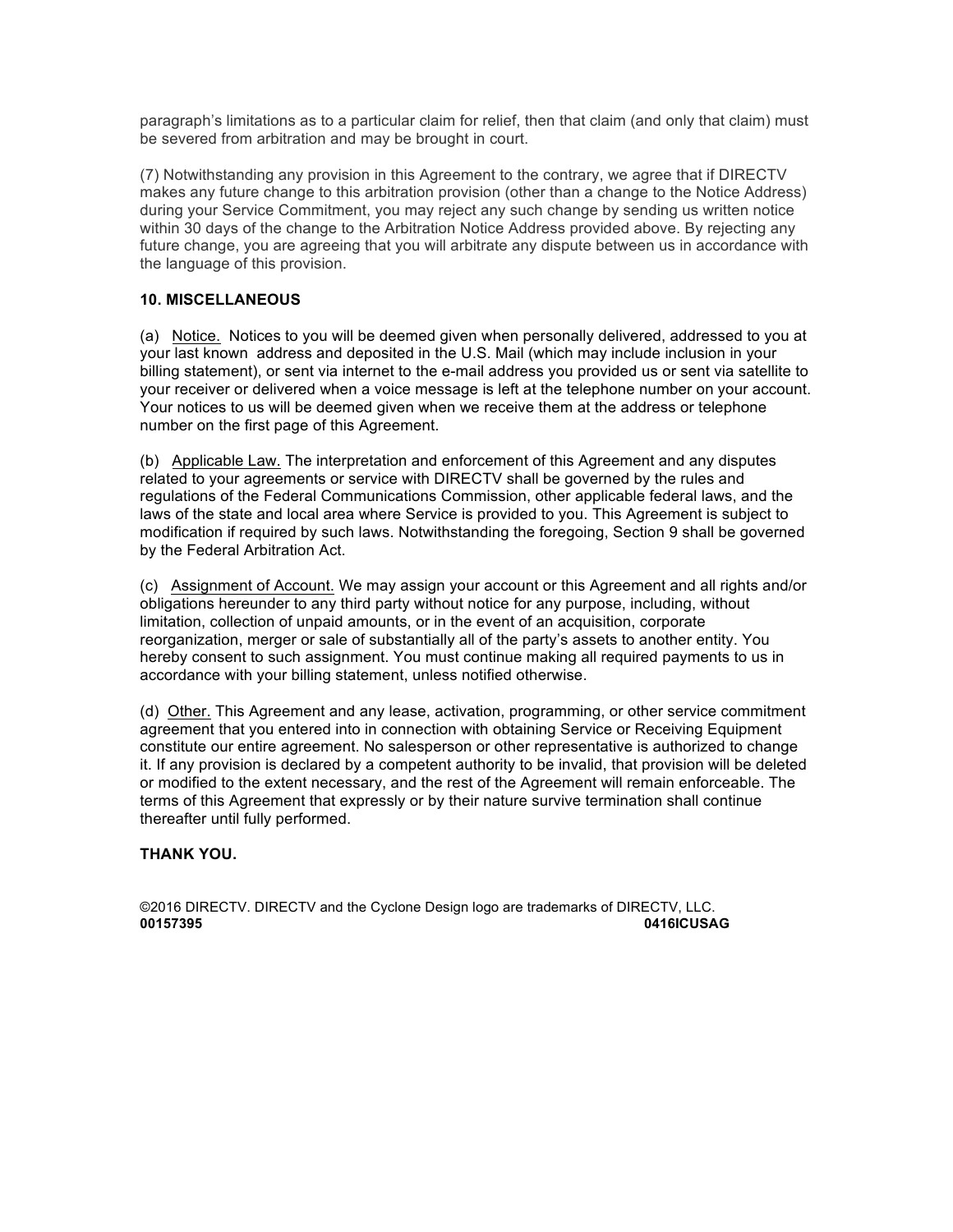paragraph's limitations as to a particular claim for relief, then that claim (and only that claim) must be severed from arbitration and may be brought in court.

(7) Notwithstanding any provision in this Agreement to the contrary, we agree that if DIRECTV makes any future change to this arbitration provision (other than a change to the Notice Address) during your Service Commitment, you may reject any such change by sending us written notice within 30 days of the change to the Arbitration Notice Address provided above. By rejecting any future change, you are agreeing that you will arbitrate any dispute between us in accordance with the language of this provision.

**10. MISCELLANEOUS**

(a) Notice. Notices to you will be deemed given when personally delivered, addressed to you at your last known address and deposited in the U.S. Mail (which may include inclusion in your billing statement), or sent via internet to the e-mail address you provided us or sent via satellite to your receiver or delivered when a voice message is left at the telephone number on your account. Your notices to us will be deemed given when we receive them at the address or telephone number on the first page of this Agreement.

(b) Applicable Law. The interpretation and enforcement of this Agreement and any disputes related to your agreements or service with DIRECTV shall be governed by the rules and regulations of the Federal Communications Commission, other applicable federal laws, and the laws of the state and local area where Service is provided to you. This Agreement is subject to modification if required by such laws. Notwithstanding the foregoing, Section 9 shall be governed by the Federal Arbitration Act.

(c) Assignment of Account. We may assign your account or this Agreement and all rights and/or obligations hereunder to any third party without notice for any purpose, including, without limitation, collection of unpaid amounts, or in the event of an acquisition, corporate reorganization, merger or sale of substantially all of the party's assets to another entity. You hereby consent to such assignment. You must continue making all required payments to us in accordance with your billing statement, unless notified otherwise.

(d) Other. This Agreement and any lease, activation, programming, or other service commitment agreement that you entered into in connection with obtaining Service or Receiving Equipment constitute our entire agreement. No salesperson or other representative is authorized to change it. If any provision is declared by a competent authority to be invalid, that provision will be deleted or modified to the extent necessary, and the rest of the Agreement will remain enforceable. The terms of this Agreement that expressly or by their nature survive termination shall continue thereafter until fully performed.

**THANK YOU.**

©2016 DIRECTV. DIRECTV and the Cyclone Design logo are trademarks of DIRECTV, LLC.

**00157395** **0416ICUSAG**